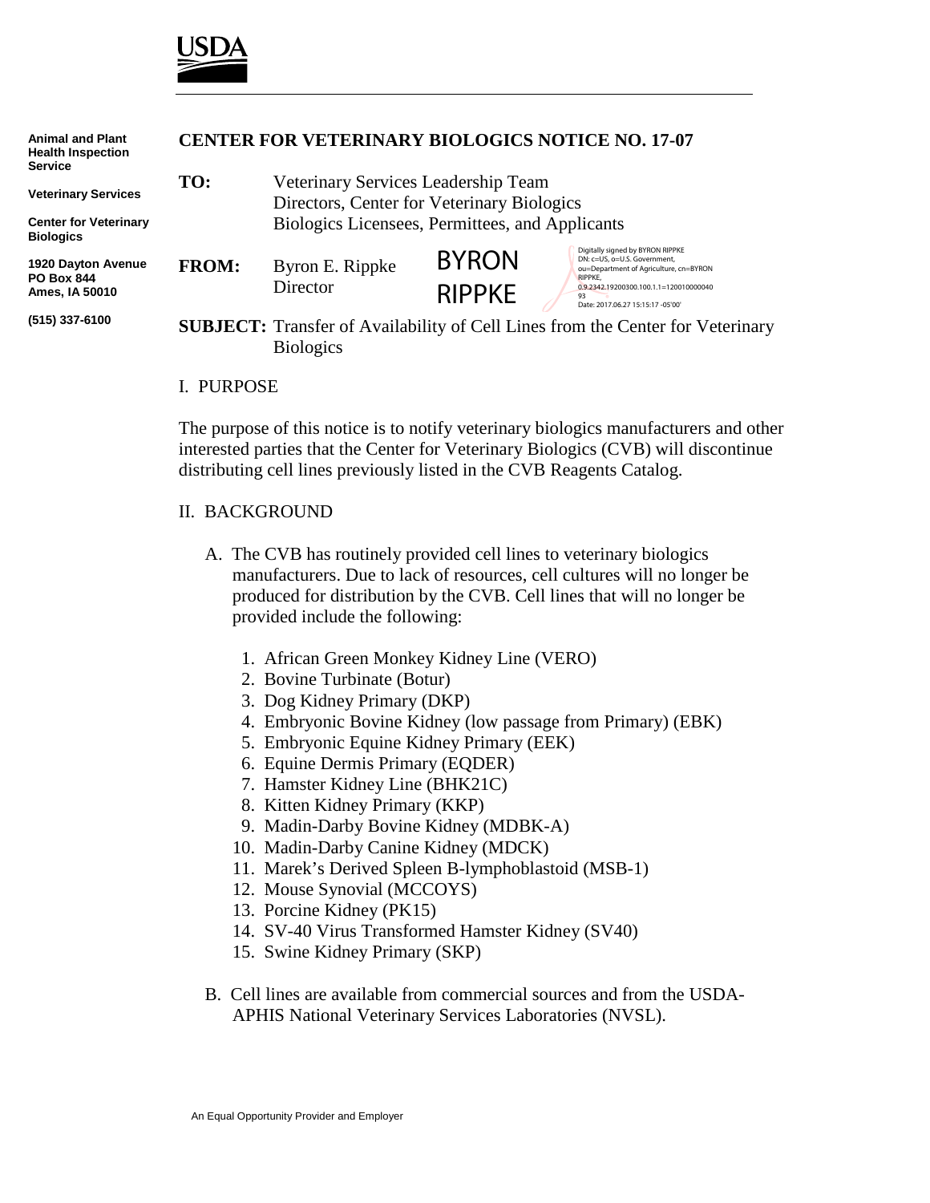USDA

Animal and Plant Health Inspection Service

Veterinary Services

Center for Veterinary Biologics

1920 Dayton Avenue
PO Box 844
Ames, IA 50010

(515) 337-6100

**CENTER FOR VETERINARY BIOLOGICS NOTICE NO. 17-07**

**TO:** Veterinary Services Leadership Team
Directors, Center for Veterinary Biologics
Biologics Licensees, Permittees, and Applicants

**FROM:** Byron E. Rippke
Director

BYRON RIPPKE

Digitally signed by BYRON RIPPKE
DN: c=US, o=U.S. Government, ou=Department of Agriculture, cn=BYRON RIPPKE, 0.9.2342.19200300.100.1.1=12001000004093
Date: 2017.06.27 15:15:17 -05'00'

**SUBJECT:** Transfer of Availability of Cell Lines from the Center for Veterinary Biologics

I. PURPOSE

The purpose of this notice is to notify veterinary biologics manufacturers and other interested parties that the Center for Veterinary Biologics (CVB) will discontinue distributing cell lines previously listed in the CVB Reagents Catalog.

II. BACKGROUND

A. The CVB has routinely provided cell lines to veterinary biologics manufacturers. Due to lack of resources, cell cultures will no longer be produced for distribution by the CVB. Cell lines that will no longer be provided include the following:

1. African Green Monkey Kidney Line (VERO)
2. Bovine Turbinate (Botur)
3. Dog Kidney Primary (DKP)
4. Embryonic Bovine Kidney (low passage from Primary) (EBK)
5. Embryonic Equine Kidney Primary (EEK)
6. Equine Dermis Primary (EQDER)
7. Hamster Kidney Line (BHK21C)
8. Kitten Kidney Primary (KKP)
9. Madin-Darby Bovine Kidney (MDBK-A)
10. Madin-Darby Canine Kidney (MDCK)
11. Marek's Derived Spleen B-lymphoblastoid (MSB-1)
12. Mouse Synovial (MCCOYS)
13. Porcine Kidney (PK15)
14. SV-40 Virus Transformed Hamster Kidney (SV40)
15. Swine Kidney Primary (SKP)

B. Cell lines are available from commercial sources and from the USDA-APHIS National Veterinary Services Laboratories (NVSL).

An Equal Opportunity Provider and Employer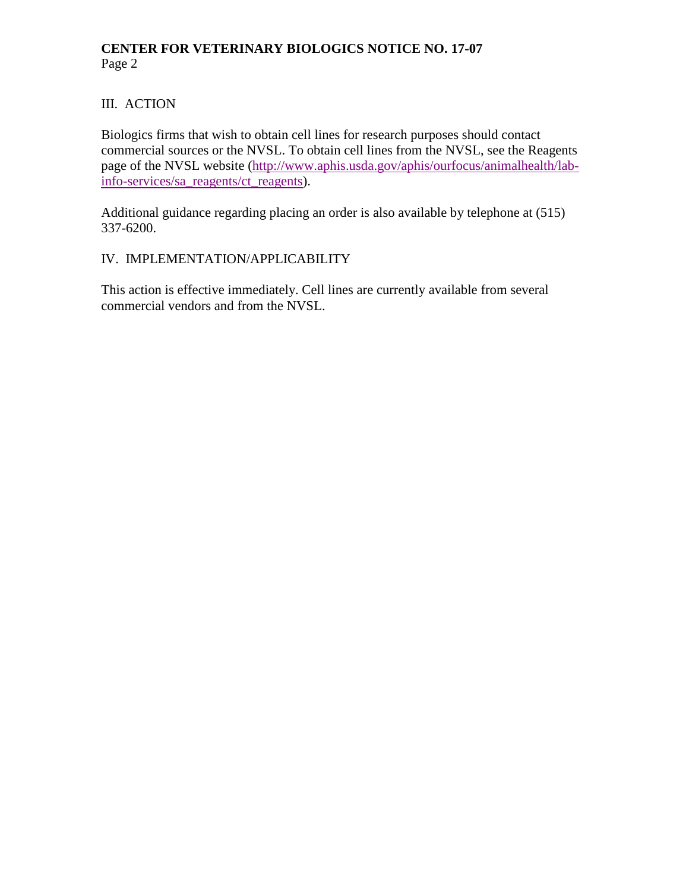## III. ACTION

Biologics firms that wish to obtain cell lines for research purposes should contact commercial sources or the NVSL. To obtain cell lines from the NVSL, see the Reagents page of the NVSL website (http://www.aphis.usda.gov/aphis/ourfocus/animalhealth/lab-info-services/sa_reagents/ct_reagents).

Additional guidance regarding placing an order is also available by telephone at (515) 337-6200.

## IV. IMPLEMENTATION/APPLICABILITY

This action is effective immediately. Cell lines are currently available from several commercial vendors and from the NVSL.